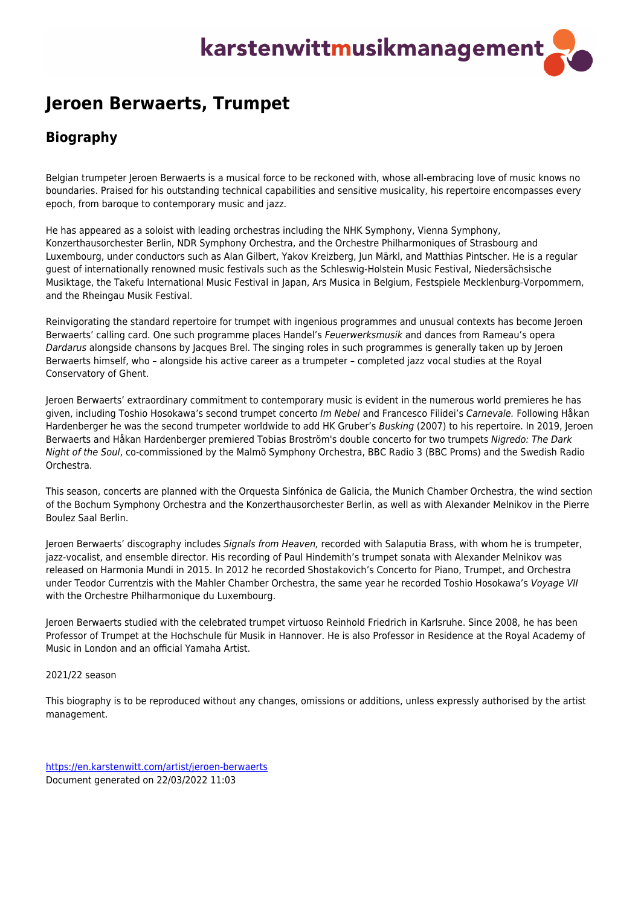# Jeroen Berwaerts, Trumpet

## Biography

Belgian trumpeter Jeroen Berwaerts is a musical force to be reckoned with, whose all-embracing love of music knows no boundaries. Praised for his outstanding technical capabilities and sensitive musicality, his repertoire encompasses every epoch, from baroque to contemporary music and jazz.

He has appeared as a soloist with leading orchestras including the NHK Symphony, Vienna Symphony, Konzerthausorchester Berlin, NDR Symphony Orchestra, and the Orchestre Philharmoniques of Strasbourg and Luxembourg, under conductors such as Alan Gilbert, Yakov Kreizberg, Jun Märkl, and Matthias Pintscher. He is a regular guest of internationally renowned music festivals such as the Schleswig-Holstein Music Festival, Niedersächsische Musiktage, the Takefu International Music Festival in Japan, Ars Musica in Belgium, Festspiele Mecklenburg-Vorpommern, and the Rheingau Musik Festival.

Reinvigorating the standard repertoire for trumpet with ingenious programmes and unusual contexts has become Jeroen Berwaerts' calling card. One such programme places Handel's *Feuerwerksmusik* and dances from Rameau's opera *Dardarus* alongside chansons by Jacques Brel. The singing roles in such programmes is generally taken up by Jeroen Berwaerts himself, who – alongside his active career as a trumpeter – completed jazz vocal studies at the Royal Conservatory of Ghent.

Jeroen Berwaerts' extraordinary commitment to contemporary music is evident in the numerous world premieres he has given, including Toshio Hosokawa's second trumpet concerto *Im Nebel* and Francesco Filidei's *Carnevale.* Following Håkan Hardenberger he was the second trumpeter worldwide to add HK Gruber's *Busking* (2007) to his repertoire. In 2019, Jeroen Berwaerts and Håkan Hardenberger premiered Tobias Broström's double concerto for two trumpets *Nigredo: The Dark Night of the Soul*, co-commissioned by the Malmö Symphony Orchestra, BBC Radio 3 (BBC Proms) and the Swedish Radio Orchestra.

This season, concerts are planned with the Orquesta Sinfónica de Galicia, the Munich Chamber Orchestra, the wind section of the Bochum Symphony Orchestra and the Konzerthausorchester Berlin, as well as with Alexander Melnikov in the Pierre Boulez Saal Berlin.

Jeroen Berwaerts' discography includes *Signals from Heaven,* recorded with Salaputia Brass, with whom he is trumpeter, jazz-vocalist, and ensemble director. His recording of Paul Hindemith's trumpet sonata with Alexander Melnikov was released on Harmonia Mundi in 2015. In 2012 he recorded Shostakovich's Concerto for Piano, Trumpet, and Orchestra under Teodor Currentzis with the Mahler Chamber Orchestra, the same year he recorded Toshio Hosokawa's *Voyage VII* with the Orchestre Philharmonique du Luxembourg.

Jeroen Berwaerts studied with the celebrated trumpet virtuoso Reinhold Friedrich in Karlsruhe. Since 2008, he has been Professor of Trumpet at the Hochschule für Musik in Hannover. He is also Professor in Residence at the Royal Academy of Music in London and an official Yamaha Artist.

2021/22 season

This biography is to be reproduced without any changes, omissions or additions, unless expressly authorised by the artist management.

https://en.karstenwitt.com/artist/jeroen-berwaerts
Document generated on 22/03/2022 11:03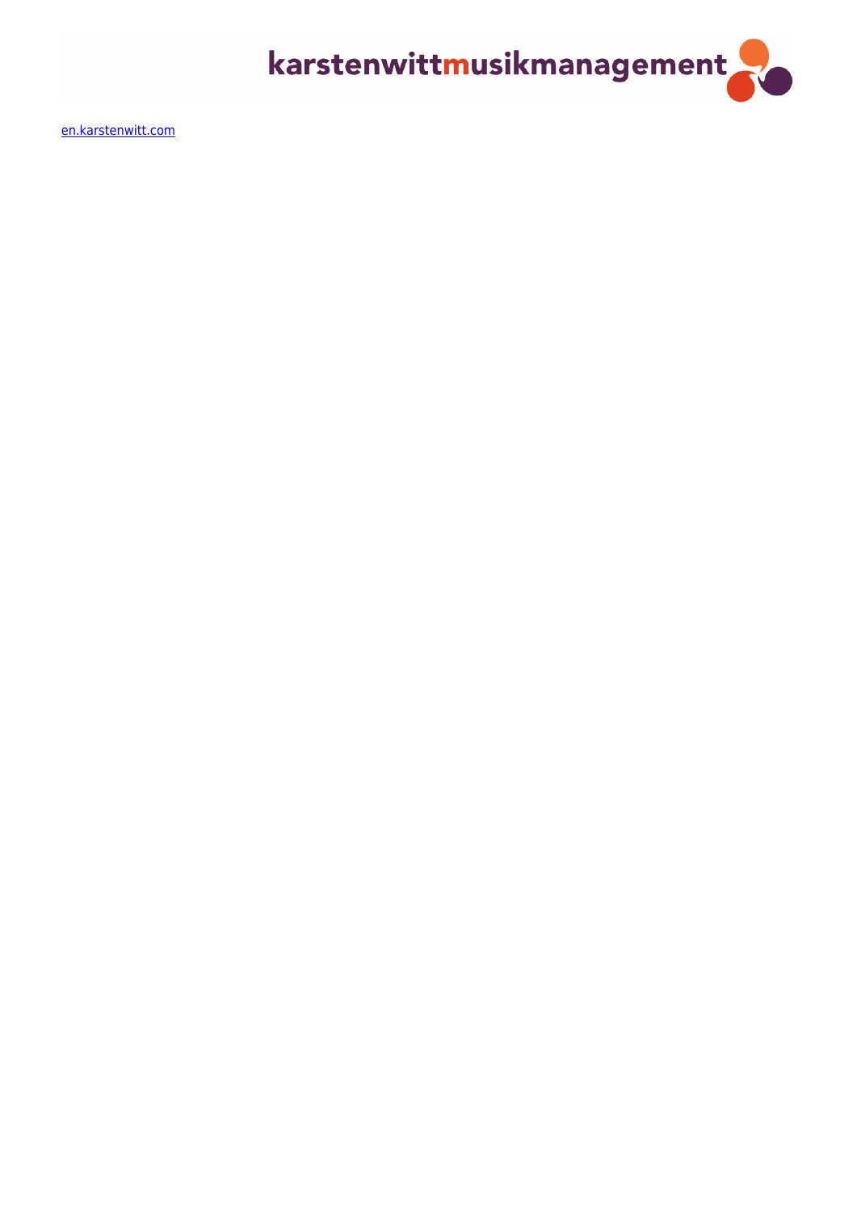en.karstenwitt.com